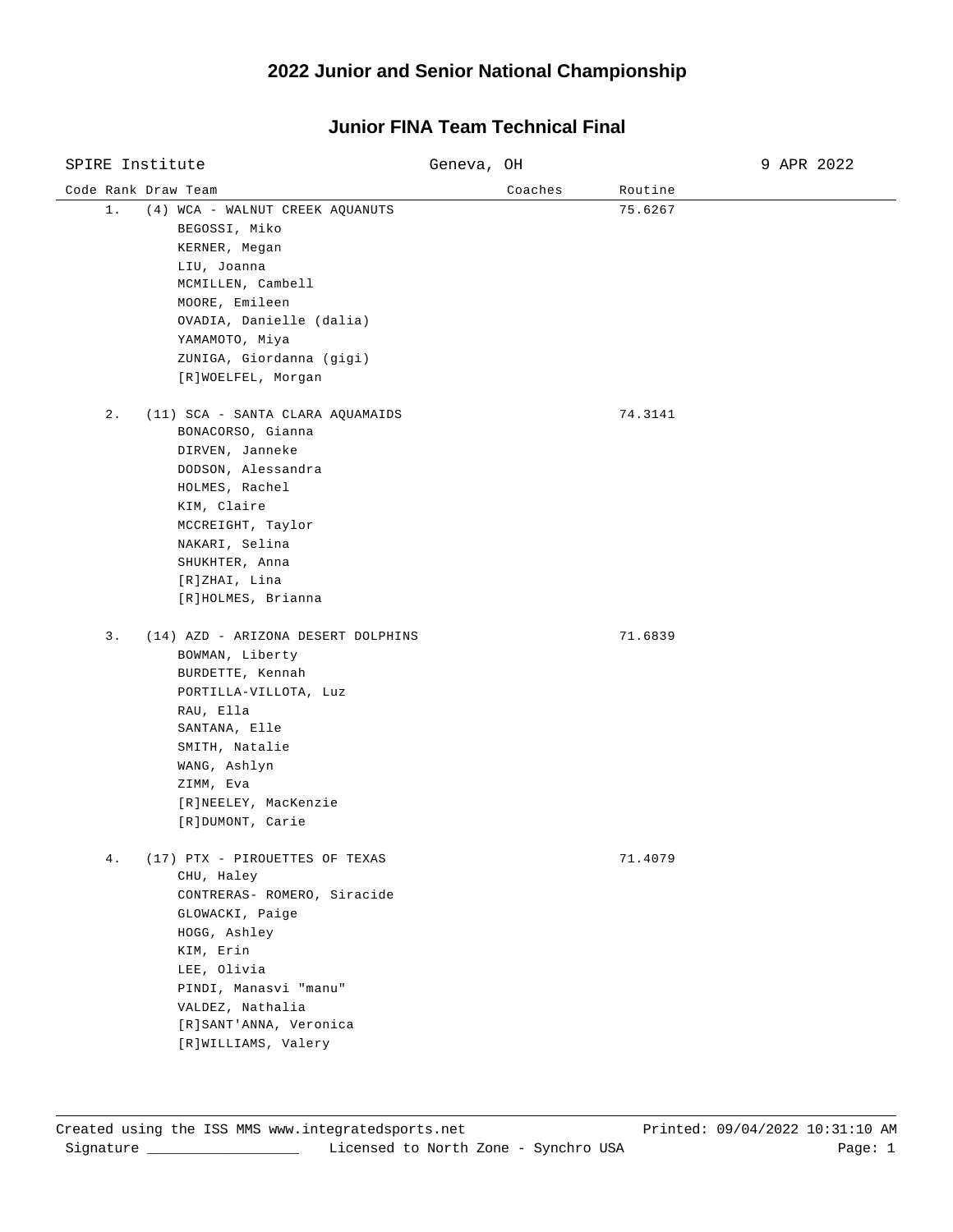# 2022 Junior and Senior National Championship

## Junior FINA Team Technical Final

SPIRE Institute | Geneva, OH | 9 APR 2022

| Code | Rank | Draw | Team | Coaches | Routine |
|---|---|---|---|---|---|
| | 1. | (4) | WCA - WALNUT CREEK AQUANUTS<br>BEGOSSI, Miko<br>KERNER, Megan<br>LIU, Joanna<br>MCMILLEN, Cambell<br>MOORE, Emileen<br>OVADIA, Danielle (dalia)<br>YAMAMOTO, Miya<br>ZUNIGA, Giordanna (gigi)<br>[R]WOELFEL, Morgan | | 75.6267 |
| | 2. | (11) | SCA - SANTA CLARA AQUAMAIDS<br>BONACORSO, Gianna<br>DIRVEN, Janneke<br>DODSON, Alessandra<br>HOLMES, Rachel<br>KIM, Claire<br>MCCREIGHT, Taylor<br>NAKARI, Selina<br>SHUKHTER, Anna<br>[R]ZHAI, Lina<br>[R]HOLMES, Brianna | | 74.3141 |
| | 3. | (14) | AZD - ARIZONA DESERT DOLPHINS<br>BOWMAN, Liberty<br>BURDETTE, Kennah<br>PORTILLA-VILLOTA, Luz<br>RAU, Ella<br>SANTANA, Elle<br>SMITH, Natalie<br>WANG, Ashlyn<br>ZIMM, Eva<br>[R]NEELEY, MacKenzie<br>[R]DUMONT, Carie | | 71.6839 |
| | 4. | (17) | PTX - PIROUETTES OF TEXAS<br>CHU, Haley<br>CONTRERAS- ROMERO, Siracide<br>GLOWACKI, Paige<br>HOGG, Ashley<br>KIM, Erin<br>LEE, Olivia<br>PINDI, Manasvi "manu"<br>VALDEZ, Nathalia<br>[R]SANT'ANNA, Veronica<br>[R]WILLIAMS, Valery | | 71.4079 |

Created using the ISS MMS www.integratedsports.net | Printed: 09/04/2022 10:31:10 AM

Signature ___________________ Licensed to North Zone - Synchro USA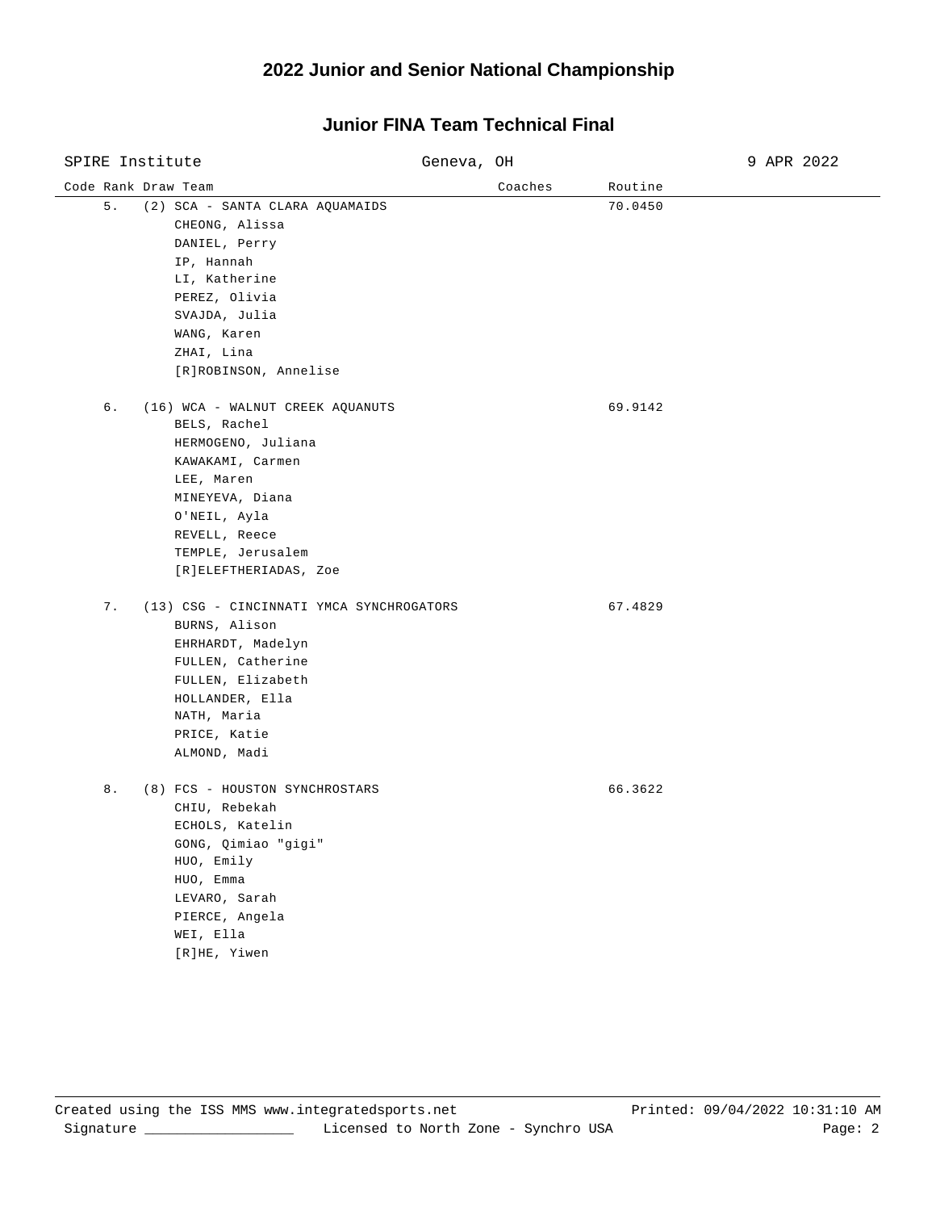# 2022 Junior and Senior National Championship

## Junior FINA Team Technical Final

SPIRE Institute | Geneva, OH | 9 APR 2022

| Code | Rank | Draw | Team | Coaches | Routine |
|---|---|---|---|---|---|
| | 5. | (2) | SCA - SANTA CLARA AQUAMAIDS<br>CHEONG, Alissa<br>DANIEL, Perry<br>IP, Hannah<br>LI, Katherine<br>PEREZ, Olivia<br>SVAJDA, Julia<br>WANG, Karen<br>ZHAI, Lina<br>[R]ROBINSON, Annelise | | 70.0450 |
| | 6. | (16) | WCA - WALNUT CREEK AQUANUTS<br>BELS, Rachel<br>HERMOGENO, Juliana<br>KAWAKAMI, Carmen<br>LEE, Maren<br>MINEYEVA, Diana<br>O'NEIL, Ayla<br>REVELL, Reece<br>TEMPLE, Jerusalem<br>[R]ELEFTHERIADAS, Zoe | | 69.9142 |
| | 7. | (13) | CSG - CINCINNATI YMCA SYNCHROGATORS<br>BURNS, Alison<br>EHRHARDT, Madelyn<br>FULLEN, Catherine<br>FULLEN, Elizabeth<br>HOLLANDER, Ella<br>NATH, Maria<br>PRICE, Katie<br>ALMOND, Madi | | 67.4829 |
| | 8. | (8) | FCS - HOUSTON SYNCHROSTARS<br>CHIU, Rebekah<br>ECHOLS, Katelin<br>GONG, Qimiao "gigi"<br>HUO, Emily<br>HUO, Emma<br>LEVARO, Sarah<br>PIERCE, Angela<br>WEI, Ella<br>[R]HE, Yiwen | | 66.3622 |

Created using the ISS MMS www.integratedsports.net | Printed: 09/04/2022 10:31:10 AM

Signature ___________________ Licensed to North Zone - Synchro USA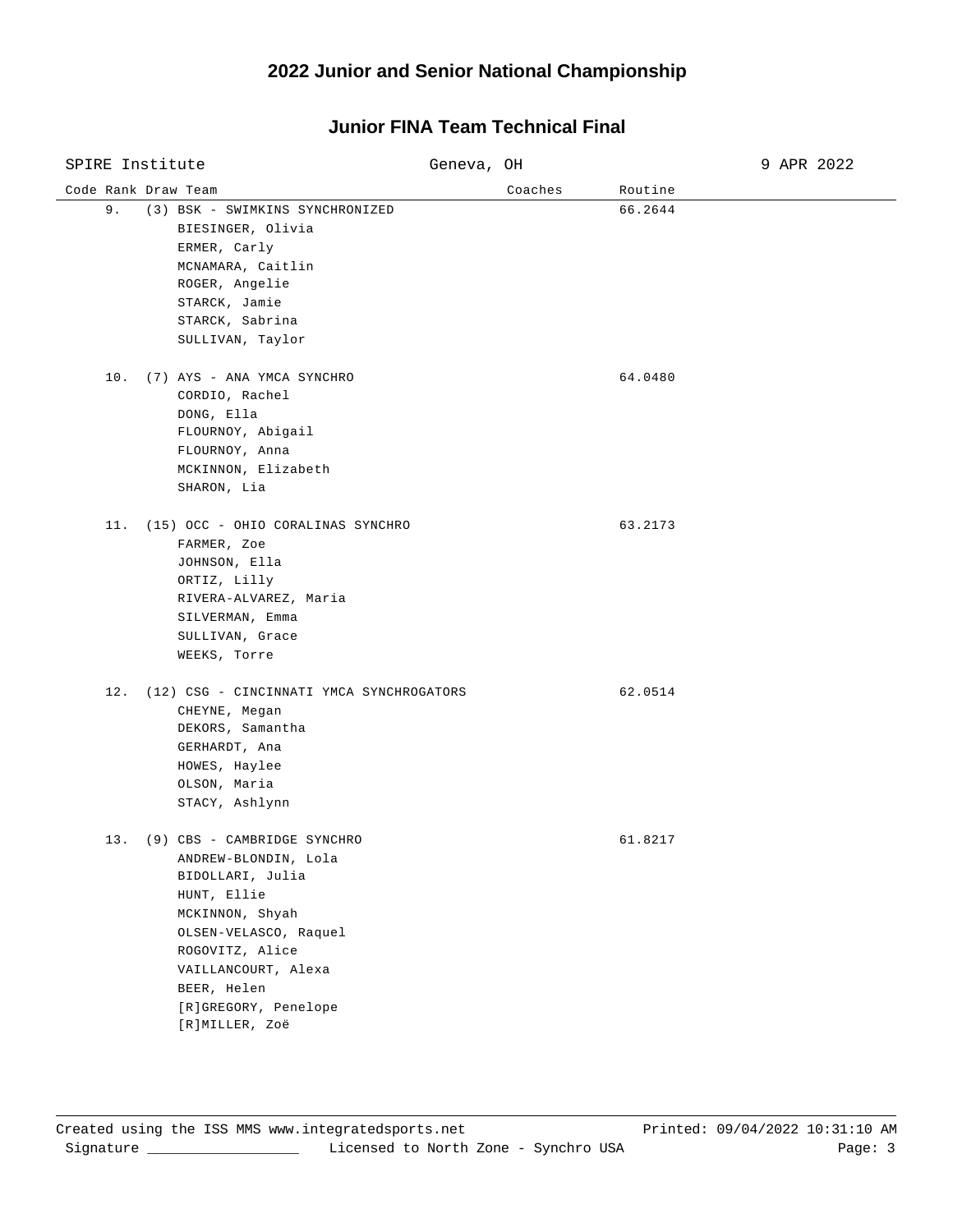# 2022 Junior and Senior National Championship

## Junior FINA Team Technical Final

SPIRE Institute — Geneva, OH — 9 APR 2022

| Code | Rank | Draw | Team | Coaches | Routine |
|---|---|---|---|---|---|
| | 9. | (3) | BSK - SWIMKINS SYNCHRONIZED<br>BIESINGER, Olivia<br>ERMER, Carly<br>MCNAMARA, Caitlin<br>ROGER, Angelie<br>STARCK, Jamie<br>STARCK, Sabrina<br>SULLIVAN, Taylor | | 66.2644 |
| | 10. | (7) | AYS - ANA YMCA SYNCHRO<br>CORDIO, Rachel<br>DONG, Ella<br>FLOURNOY, Abigail<br>FLOURNOY, Anna<br>MCKINNON, Elizabeth<br>SHARON, Lia | | 64.0480 |
| | 11. | (15) | OCC - OHIO CORALINAS SYNCHRO<br>FARMER, Zoe<br>JOHNSON, Ella<br>ORTIZ, Lilly<br>RIVERA-ALVAREZ, Maria<br>SILVERMAN, Emma<br>SULLIVAN, Grace<br>WEEKS, Torre | | 63.2173 |
| | 12. | (12) | CSG - CINCINNATI YMCA SYNCHROGATORS<br>CHEYNE, Megan<br>DEKORS, Samantha<br>GERHARDT, Ana<br>HOWES, Haylee<br>OLSON, Maria<br>STACY, Ashlynn | | 62.0514 |
| | 13. | (9) | CBS - CAMBRIDGE SYNCHRO<br>ANDREW-BLONDIN, Lola<br>BIDOLLARI, Julia<br>HUNT, Ellie<br>MCKINNON, Shyah<br>OLSEN-VELASCO, Raquel<br>ROGOVITZ, Alice<br>VAILLANCOURT, Alexa<br>BEER, Helen<br>[R]GREGORY, Penelope<br>[R]MILLER, Zoë | | 61.8217 |

Created using the ISS MMS www.integratedsports.net — Printed: 09/04/2022 10:31:10 AM

Signature ____________ Licensed to North Zone - Synchro USA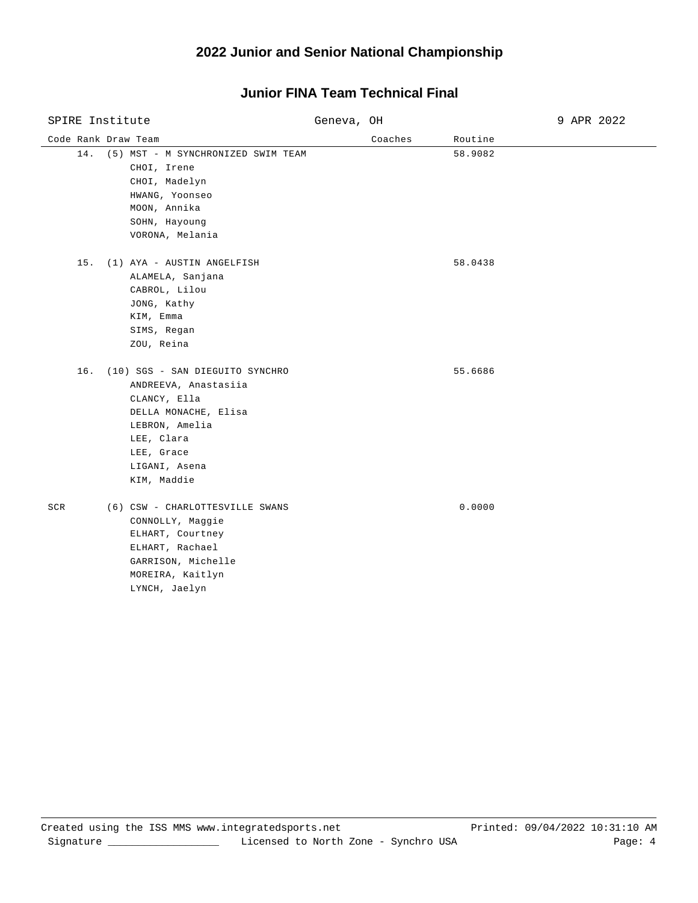# 2022 Junior and Senior National Championship

## Junior FINA Team Technical Final

SPIRE Institute | Geneva, OH | 9 APR 2022

| Code | Rank | Draw | Team | Coaches | Routine |
|---|---|---|---|---|---|
| | 14. | (5) | MST - M SYNCHRONIZED SWIM TEAM<br>CHOI, Irene<br>CHOI, Madelyn<br>HWANG, Yoonseo<br>MOON, Annika<br>SOHN, Hayoung<br>VORONA, Melania | | 58.9082 |
| | 15. | (1) | AYA - AUSTIN ANGELFISH<br>ALAMELA, Sanjana<br>CABROL, Lilou<br>JONG, Kathy<br>KIM, Emma<br>SIMS, Regan<br>ZOU, Reina | | 58.0438 |
| | 16. | (10) | SGS - SAN DIEGUITO SYNCHRO<br>ANDREEVA, Anastasiia<br>CLANCY, Ella<br>DELLA MONACHE, Elisa<br>LEBRON, Amelia<br>LEE, Clara<br>LEE, Grace<br>LIGANI, Asena<br>KIM, Maddie | | 55.6686 |
| SCR | | (6) | CSW - CHARLOTTESVILLE SWANS<br>CONNOLLY, Maggie<br>ELHART, Courtney<br>ELHART, Rachael<br>GARRISON, Michelle<br>MOREIRA, Kaitlyn<br>LYNCH, Jaelyn | | 0.0000 |

Created using the ISS MMS www.integratedsports.net | Printed: 09/04/2022 10:31:10 AM

Signature ___________________ | Licensed to North Zone - Synchro USA